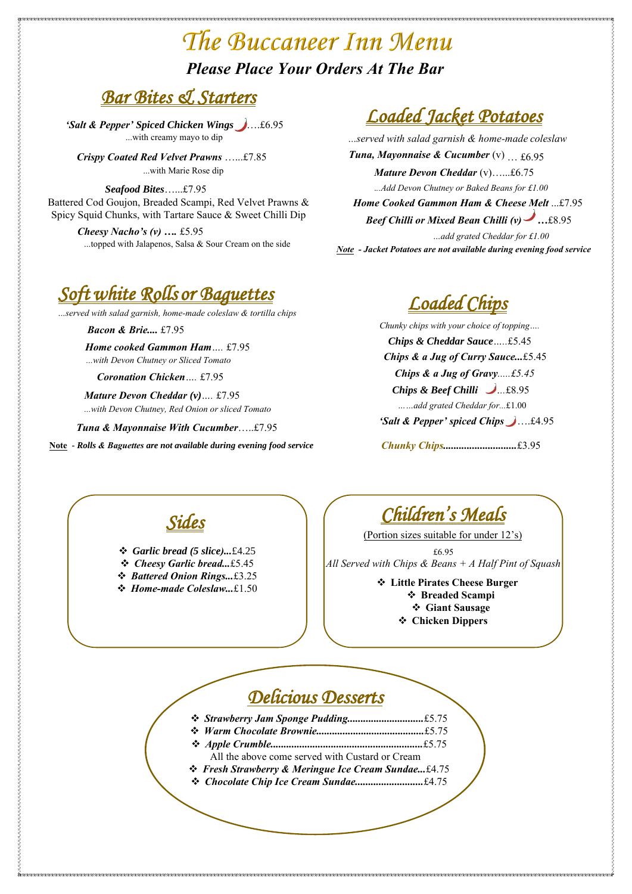# The Buccaneer Inn Menu

***Please Place Your Orders At The Bar***

## Bar Bites & Starters

***'Salt & Pepper' Spiced Chicken Wings***….£6.95
...with creamy mayo to dip

***Crispy Coated Red Velvet Prawns*** …...£7.85
...with Marie Rose dip

***Seafood Bites***…...£7.95
Battered Cod Goujon, Breaded Scampi, Red Velvet Prawns & Spicy Squid Chunks, with Tartare Sauce & Sweet Chilli Dip

***Cheesy Nacho's (v) ….*** £5.95
...topped with Jalapenos, Salsa & Sour Cream on the side

## Loaded Jacket Potatoes

*...served with salad garnish & home-made coleslaw*

***Tuna, Mayonnaise & Cucumber*** (v) … £6.95

***Mature Devon Cheddar*** (v)…...£6.75
*...Add Devon Chutney or Baked Beans for £1.00*

***Home Cooked Gammon Ham & Cheese Melt*** ...£7.95

***Beef Chilli or Mixed Bean Chilli (v) …***£8.95
*...add grated Cheddar for £1.00*

***Note - Jacket Potatoes are not available during evening food service***

## Soft white Rolls or Baguettes

*...served with salad garnish, home-made coleslaw & tortilla chips*

***Bacon & Brie....*** £7.95

***Home cooked Gammon Ham….*** £7.95
*...with Devon Chutney or Sliced Tomato*

***Coronation Chicken….*** £7.95

***Mature Devon Cheddar (v)….*** £7.95
*...with Devon Chutney, Red Onion or sliced Tomato*

***Tuna & Mayonnaise With Cucumber***…..£7.95

**Note** - ***Rolls & Baguettes are not available during evening food service***

## Loaded Chips

*Chunky chips with your choice of topping….*

***Chips & Cheddar Sauce***…..£5.45

***Chips & a Jug of Curry Sauce...***£5.45

***Chips & a Jug of Gravy***…..*£5.45*

***Chips & Beef Chilli*** …£8.95
*……add grated Cheddar for...*£1.00

***'Salt & Pepper' spiced Chips***….£4.95

***Chunky Chips............................***£3.95

## Sides

- ***Garlic bread (5 slice)...***£4.25
- ***Cheesy Garlic bread...***£5.45
- ***Battered Onion Rings...***£3.25
- ***Home-made Coleslaw...***£1.50

## Children's Meals

(Portion sizes suitable for under 12's)

£6.95
*All Served with Chips & Beans + A Half Pint of Squash*

- **Little Pirates Cheese Burger**
- **Breaded Scampi**
- **Giant Sausage**
- **Chicken Dippers**

## Delicious Desserts

- ***Strawberry Jam Sponge Pudding.............................***£5.75
- ***Warm Chocolate Brownie........................................***£5.75
- ***Apple Crumble.........................................................***£5.75

All the above come served with Custard or Cream

- ***Fresh Strawberry & Meringue Ice Cream Sundae...***£4.75
- ***Chocolate Chip Ice Cream Sundae..........................***£4.75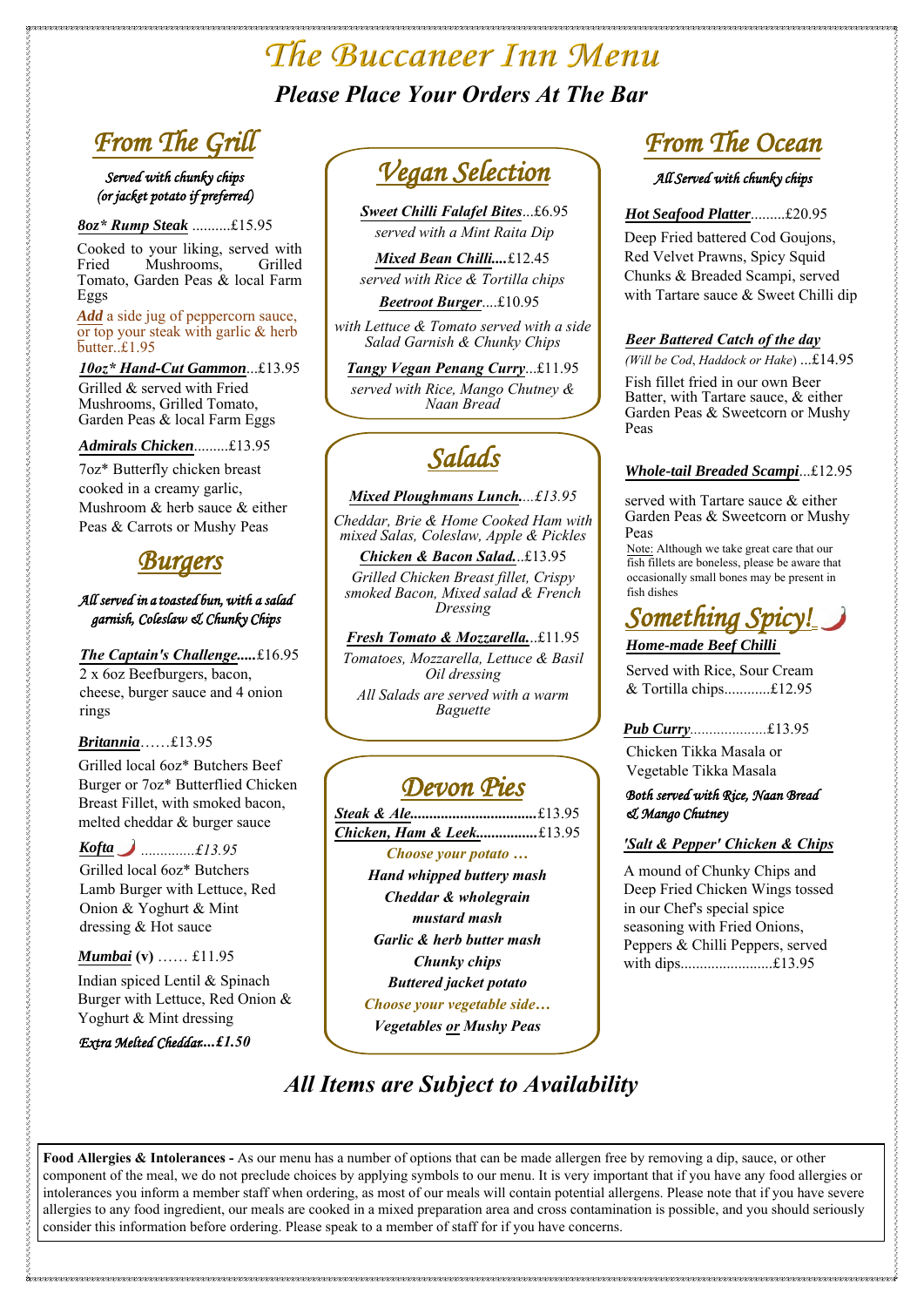# The Buccaneer Inn Menu

## *Please Place Your Orders At The Bar*

## From The Grill

*Served with chunky chips (or jacket potato if preferred)*

***8oz\* Rump Steak*** ..........£15.95

Cooked to your liking, served with Fried Mushrooms, Grilled Tomato, Garden Peas & local Farm Eggs

***Add*** a side jug of peppercorn sauce, or top your steak with garlic & herb butter..£1.95

***10oz\* Hand-Cut Gammon***...£13.95

Grilled & served with Fried Mushrooms, Grilled Tomato, Garden Peas & local Farm Eggs

***Admirals Chicken***.........£13.95

7oz\* Butterfly chicken breast cooked in a creamy garlic, Mushroom & herb sauce & either Peas & Carrots or Mushy Peas

## Burgers

*All served in a toasted bun, with a salad garnish, Coleslaw & Chunky Chips*

***The Captain's Challenge*****.....**£16.95

2 x 6oz Beefburgers, bacon, cheese, burger sauce and 4 onion rings

***Britannia***……£13.95

Grilled local 6oz\* Butchers Beef Burger or 7oz\* Butterflied Chicken Breast Fillet, with smoked bacon, melted cheddar & burger sauce

***Kofta*** .............*£13.95*

Grilled local 6oz\* Butchers Lamb Burger with Lettuce, Red Onion & Yoghurt & Mint dressing & Hot sauce

***Mumbai* (v)** …… £11.95

Indian spiced Lentil & Spinach Burger with Lettuce, Red Onion & Yoghurt & Mint dressing

*Extra Melted Cheddar....£1.50*

## Vegan Selection

***Sweet Chilli Falafel Bites***...£6.95

*served with a Mint Raita Dip*

***Mixed Bean Chilli....***£12.45

*served with Rice & Tortilla chips*

***Beetroot Burger***....£10.95

*with Lettuce & Tomato served with a side Salad Garnish & Chunky Chips*

***Tangy Vegan Penang Curry***...£11.95

*served with Rice, Mango Chutney & Naan Bread*

## Salads

***Mixed Ploughmans Lunch****....£13.95*

*Cheddar, Brie & Home Cooked Ham with mixed Salas, Coleslaw, Apple & Pickles*

***Chicken & Bacon Salad.***..£13.95

*Grilled Chicken Breast fillet, Crispy smoked Bacon, Mixed salad & French Dressing*

***Fresh Tomato & Mozzarella.***..£11.95

*Tomatoes, Mozzarella, Lettuce & Basil Oil dressing*

*All Salads are served with a warm Baguette*

## Devon Pies

***Steak & Ale.................................***£13.95

***Chicken, Ham & Leek...............***£13.95

***Choose your potato …***

***Hand whipped buttery mash***

***Cheddar & wholegrain mustard mash***

***Garlic & herb butter mash***

***Chunky chips***

***Buttered jacket potato***

***Choose your vegetable side…***

***Vegetables or Mushy Peas***

## From The Ocean

*All Served with chunky chips*

***Hot Seafood Platter***.........£20.95

Deep Fried battered Cod Goujons, Red Velvet Prawns, Spicy Squid Chunks & Breaded Scampi, served with Tartare sauce & Sweet Chilli dip

***Beer Battered Catch of the day***

*(Will be Cod, Haddock or Hake)* ...£14.95

Fish fillet fried in our own Beer Batter, with Tartare sauce, & either Garden Peas & Sweetcorn or Mushy Peas

***Whole-tail Breaded Scampi***...£12.95

served with Tartare sauce & either Garden Peas & Sweetcorn or Mushy Peas

Note: Although we take great care that our fish fillets are boneless, please be aware that occasionally small bones may be present in fish dishes

## Something Spicy!

***Home-made Beef Chilli***

Served with Rice, Sour Cream & Tortilla chips............£12.95

***Pub Curry***....................£13.95

Chicken Tikka Masala or Vegetable Tikka Masala

*Both served with Rice, Naan Bread & Mango Chutney*

***'Salt & Pepper' Chicken & Chips***

A mound of Chunky Chips and Deep Fried Chicken Wings tossed in our Chef's special spice seasoning with Fried Onions, Peppers & Chilli Peppers, served with dips........................£13.95

## *All Items are Subject to Availability*

**Food Allergies & Intolerances -** As our menu has a number of options that can be made allergen free by removing a dip, sauce, or other component of the meal, we do not preclude choices by applying symbols to our menu. It is very important that if you have any food allergies or intolerances you inform a member staff when ordering, as most of our meals will contain potential allergens. Please note that if you have severe allergies to any food ingredient, our meals are cooked in a mixed preparation area and cross contamination is possible, and you should seriously consider this information before ordering. Please speak to a member of staff for if you have concerns.